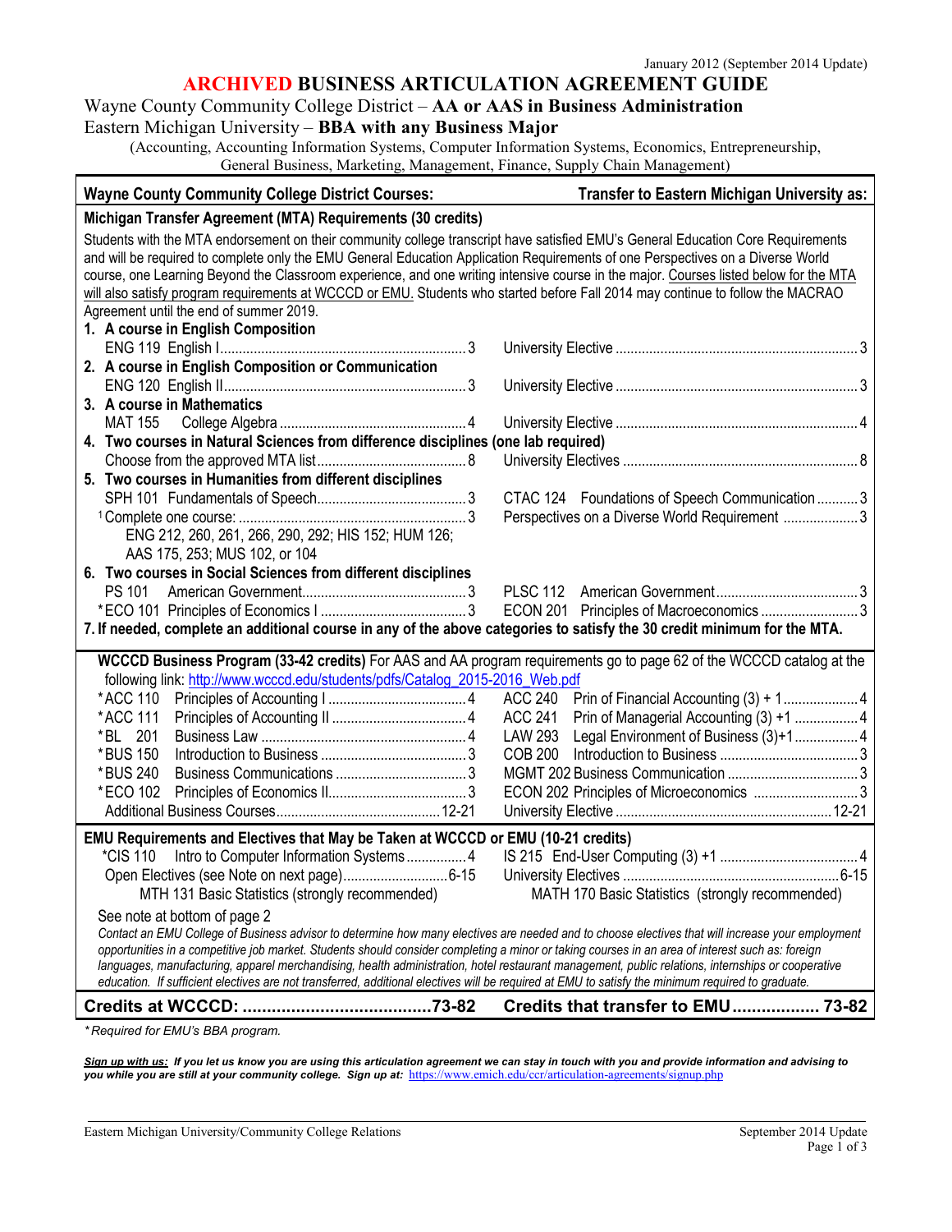January 2012 (September 2014 Update)

# ARCHIVED BUSINESS ARTICULATION AGREEMENT GUIDE

## Wayne County Community College District – **AA or AAS in Business Administration**
## Eastern Michigan University – **BBA with any Business Major**

(Accounting, Accounting Information Systems, Computer Information Systems, Economics, Entrepreneurship, General Business, Marketing, Management, Finance, Supply Chain Management)

| Wayne County Community College District Courses: | Transfer to Eastern Michigan University as: |
|---|---|
| **Michigan Transfer Agreement (MTA) Requirements (30 credits)** | |
| Students with the MTA endorsement on their community college transcript have satisfied EMU's General Education Core Requirements and will be required to complete only the EMU General Education Application Requirements of one Perspectives on a Diverse World course, one Learning Beyond the Classroom experience, and one writing intensive course in the major. Courses listed below for the MTA will also satisfy program requirements at WCCCD or EMU. Students who started before Fall 2014 may continue to follow the MACRAO Agreement until the end of summer 2019. | |
| **1. A course in English Composition** | |
| ENG 119 English I ... 3 | University Elective ... 3 |
| **2. A course in English Composition or Communication** | |
| ENG 120 English II ... 3 | University Elective ... 3 |
| **3. A course in Mathematics** | |
| MAT 155 College Algebra ... 4 | University Elective ... 4 |
| **4. Two courses in Natural Sciences from difference disciplines (one lab required)** | |
| Choose from the approved MTA list ... 8 | University Electives ... 8 |
| **5. Two courses in Humanities from different disciplines** | |
| SPH 101 Fundamentals of Speech ... 3 | CTAC 124 Foundations of Speech Communication ... 3 |
| [1] Complete one course: ... 3<br>ENG 212, 260, 261, 266, 290, 292; HIS 152; HUM 126; AAS 175, 253; MUS 102, or 104 | Perspectives on a Diverse World Requirement ... 3 |
| **6. Two courses in Social Sciences from different disciplines** | |
| PS 101 American Government ... 3 | PLSC 112 American Government ... 3 |
| *ECO 101 Principles of Economics I ... 3 | ECON 201 Principles of Macroeconomics ... 3 |
| **7. If needed, complete an additional course in any of the above categories to satisfy the 30 credit minimum for the MTA.** | |
| **WCCCD Business Program (33-42 credits)** For AAS and AA program requirements go to page 62 of the WCCCD catalog at the following link: http://www.wcccd.edu/students/pdfs/Catalog_2015-2016_Web.pdf | |
| *ACC 110 Principles of Accounting I ... 4 | ACC 240 Prin of Financial Accounting (3) + 1 ... 4 |
| *ACC 111 Principles of Accounting II ... 4 | ACC 241 Prin of Managerial Accounting (3) +1 ... 4 |
| *BL 201 Business Law ... 4 | LAW 293 Legal Environment of Business (3)+1 ... 4 |
| *BUS 150 Introduction to Business ... 3 | COB 200 Introduction to Business ... 3 |
| *BUS 240 Business Communications ... 3 | MGMT 202 Business Communication ... 3 |
| *ECO 102 Principles of Economics II ... 3 | ECON 202 Principles of Microeconomics ... 3 |
| Additional Business Courses ... 12-21 | University Elective ... 12-21 |
| **EMU Requirements and Electives that May be Taken at WCCCD or EMU (10-21 credits)** | |
| *CIS 110 Intro to Computer Information Systems ... 4 | IS 215 End-User Computing (3) +1 ... 4 |
| Open Electives (see Note on next page) ... 6-15 | University Electives ... 6-15 |
| MTH 131 Basic Statistics (strongly recommended) | MATH 170 Basic Statistics (strongly recommended) |
| See note at bottom of page 2<br>*Contact an EMU College of Business advisor to determine how many electives are needed and to choose electives that will increase your employment opportunities in a competitive job market. Students should consider completing a minor or taking courses in an area of interest such as: foreign languages, manufacturing, apparel merchandising, health administration, hotel restaurant management, public relations, internships or cooperative education. If sufficient electives are not transferred, additional electives will be required at EMU to satisfy the minimum required to graduate.* | |
| **Credits at WCCCD: ... 73-82** | **Credits that transfer to EMU ... 73-82** |

*\*Required for EMU's BBA program.*

***Sign up with us:** If you let us know you are using this articulation agreement we can stay in touch with you and provide information and advising to you while you are still at your community college. Sign up at:* https://www.emich.edu/ccr/articulation-agreements/signup.php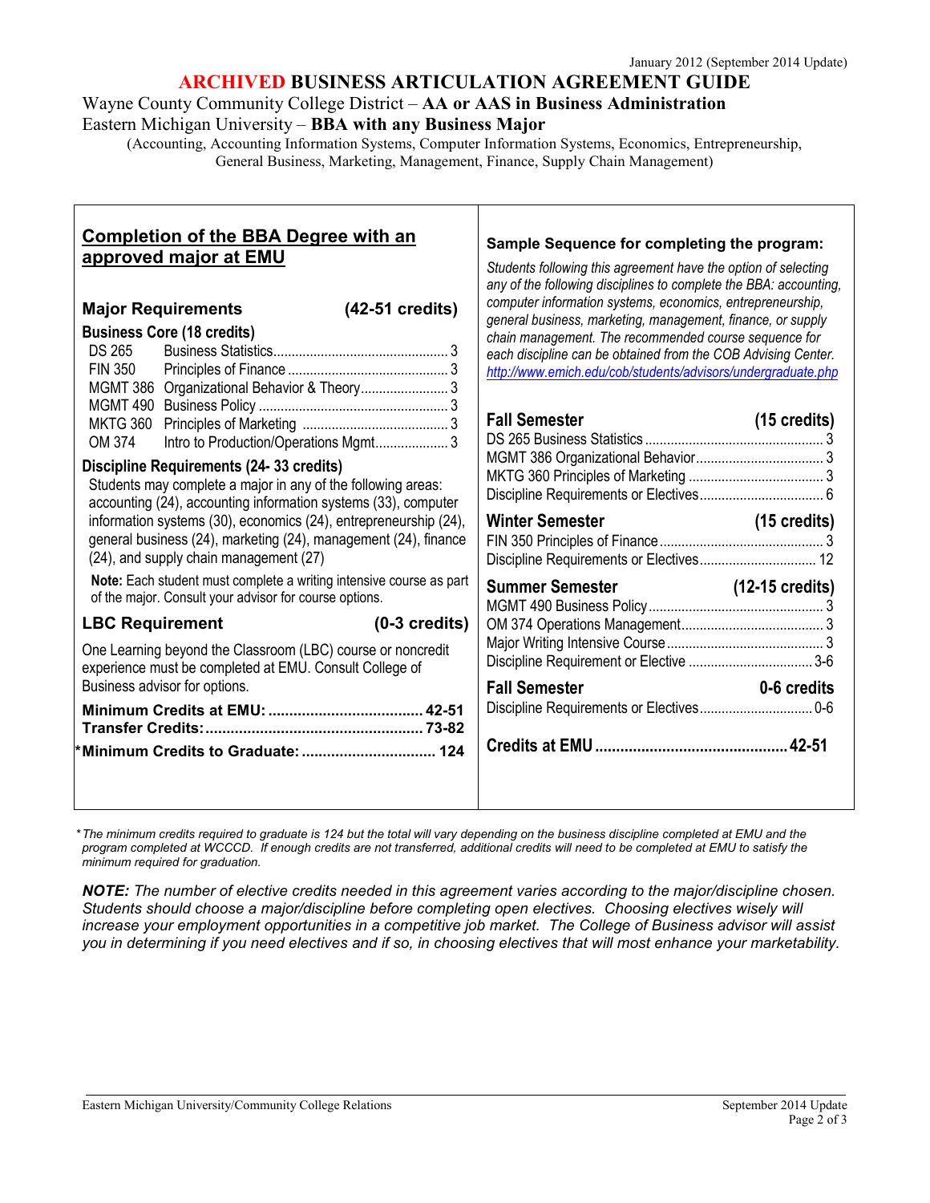January 2012 (September 2014 Update)

# ARCHIVED BUSINESS ARTICULATION AGREEMENT GUIDE

Wayne County Community College District – **AA or AAS in Business Administration**
Eastern Michigan University – **BBA with any Business Major**
(Accounting, Accounting Information Systems, Computer Information Systems, Economics, Entrepreneurship, General Business, Marketing, Management, Finance, Supply Chain Management)

## Completion of the BBA Degree with an approved major at EMU

### Major Requirements (42-51 credits)

**Business Core (18 credits)**

| Course | Title | Credits |
|---|---|---|
| DS 265 | Business Statistics | 3 |
| FIN 350 | Principles of Finance | 3 |
| MGMT 386 | Organizational Behavior & Theory | 3 |
| MGMT 490 | Business Policy | 3 |
| MKTG 360 | Principles of Marketing | 3 |
| OM 374 | Intro to Production/Operations Mgmt | 3 |

**Discipline Requirements (24- 33 credits)**

Students may complete a major in any of the following areas: accounting (24), accounting information systems (33), computer information systems (30), economics (24), entrepreneurship (24), general business (24), marketing (24), management (24), finance (24), and supply chain management (27)

**Note:** Each student must complete a writing intensive course as part of the major. Consult your advisor for course options.

### LBC Requirement (0-3 credits)

One Learning beyond the Classroom (LBC) course or noncredit experience must be completed at EMU. Consult College of Business advisor for options.

**Minimum Credits at EMU:** 42-51
**Transfer Credits:** 73-82
**\*Minimum Credits to Graduate:** 124

## Sample Sequence for completing the program:

*Students following this agreement have the option of selecting any of the following disciplines to complete the BBA: accounting, computer information systems, economics, entrepreneurship, general business, marketing, management, finance, or supply chain management. The recommended course sequence for each discipline can be obtained from the COB Advising Center.* http://www.emich.edu/cob/students/advisors/undergraduate.php

**Fall Semester (15 credits)**
- DS 265 Business Statistics ... 3
- MGMT 386 Organizational Behavior ... 3
- MKTG 360 Principles of Marketing ... 3
- Discipline Requirements or Electives ... 6

**Winter Semester (15 credits)**
- FIN 350 Principles of Finance ... 3
- Discipline Requirements or Electives ... 12

**Summer Semester (12-15 credits)**
- MGMT 490 Business Policy ... 3
- OM 374 Operations Management ... 3
- Major Writing Intensive Course ... 3
- Discipline Requirement or Elective ... 3-6

**Fall Semester 0-6 credits**
- Discipline Requirements or Electives ... 0-6

**Credits at EMU ... 42-51**

*\*The minimum credits required to graduate is 124 but the total will vary depending on the business discipline completed at EMU and the program completed at WCCCD. If enough credits are not transferred, additional credits will need to be completed at EMU to satisfy the minimum required for graduation.*

***NOTE:*** *The number of elective credits needed in this agreement varies according to the major/discipline chosen. Students should choose a major/discipline before completing open electives. Choosing electives wisely will increase your employment opportunities in a competitive job market. The College of Business advisor will assist you in determining if you need electives and if so, in choosing electives that will most enhance your marketability.*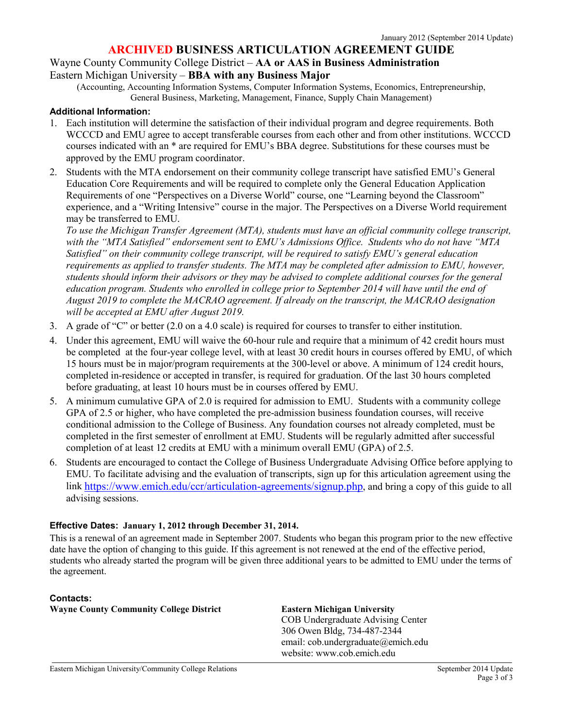January 2012 (September 2014 Update)

# ARCHIVED BUSINESS ARTICULATION AGREEMENT GUIDE

Wayne County Community College District – **AA or AAS in Business Administration**
Eastern Michigan University – **BBA with any Business Major**

(Accounting, Accounting Information Systems, Computer Information Systems, Economics, Entrepreneurship, General Business, Marketing, Management, Finance, Supply Chain Management)

**Additional Information:**

1. Each institution will determine the satisfaction of their individual program and degree requirements. Both WCCCD and EMU agree to accept transferable courses from each other and from other institutions. WCCCD courses indicated with an * are required for EMU's BBA degree. Substitutions for these courses must be approved by the EMU program coordinator.
2. Students with the MTA endorsement on their community college transcript have satisfied EMU's General Education Core Requirements and will be required to complete only the General Education Application Requirements of one "Perspectives on a Diverse World" course, one "Learning beyond the Classroom" experience, and a "Writing Intensive" course in the major. The Perspectives on a Diverse World requirement may be transferred to EMU.
   *To use the Michigan Transfer Agreement (MTA), students must have an official community college transcript, with the "MTA Satisfied" endorsement sent to EMU's Admissions Office. Students who do not have "MTA Satisfied" on their community college transcript, will be required to satisfy EMU's general education requirements as applied to transfer students. The MTA may be completed after admission to EMU, however, students should inform their advisors or they may be advised to complete additional courses for the general education program. Students who enrolled in college prior to September 2014 will have until the end of August 2019 to complete the MACRAO agreement. If already on the transcript, the MACRAO designation will be accepted at EMU after August 2019.*
3. A grade of "C" or better (2.0 on a 4.0 scale) is required for courses to transfer to either institution.
4. Under this agreement, EMU will waive the 60-hour rule and require that a minimum of 42 credit hours must be completed at the four-year college level, with at least 30 credit hours in courses offered by EMU, of which 15 hours must be in major/program requirements at the 300-level or above. A minimum of 124 credit hours, completed in-residence or accepted in transfer, is required for graduation. Of the last 30 hours completed before graduating, at least 10 hours must be in courses offered by EMU.
5. A minimum cumulative GPA of 2.0 is required for admission to EMU. Students with a community college GPA of 2.5 or higher, who have completed the pre-admission business foundation courses, will receive conditional admission to the College of Business. Any foundation courses not already completed, must be completed in the first semester of enrollment at EMU. Students will be regularly admitted after successful completion of at least 12 credits at EMU with a minimum overall EMU (GPA) of 2.5.
6. Students are encouraged to contact the College of Business Undergraduate Advising Office before applying to EMU. To facilitate advising and the evaluation of transcripts, sign up for this articulation agreement using the link https://www.emich.edu/ccr/articulation-agreements/signup.php, and bring a copy of this guide to all advising sessions.

**Effective Dates: January 1, 2012 through December 31, 2014.**

This is a renewal of an agreement made in September 2007. Students who began this program prior to the new effective date have the option of changing to this guide. If this agreement is not renewed at the end of the effective period, students who already started the program will be given three additional years to be admitted to EMU under the terms of the agreement.

**Contacts:**

**Wayne County Community College District**

**Eastern Michigan University**
COB Undergraduate Advising Center
306 Owen Bldg, 734-487-2344
email: cob.undergraduate@emich.edu
website: www.cob.emich.edu